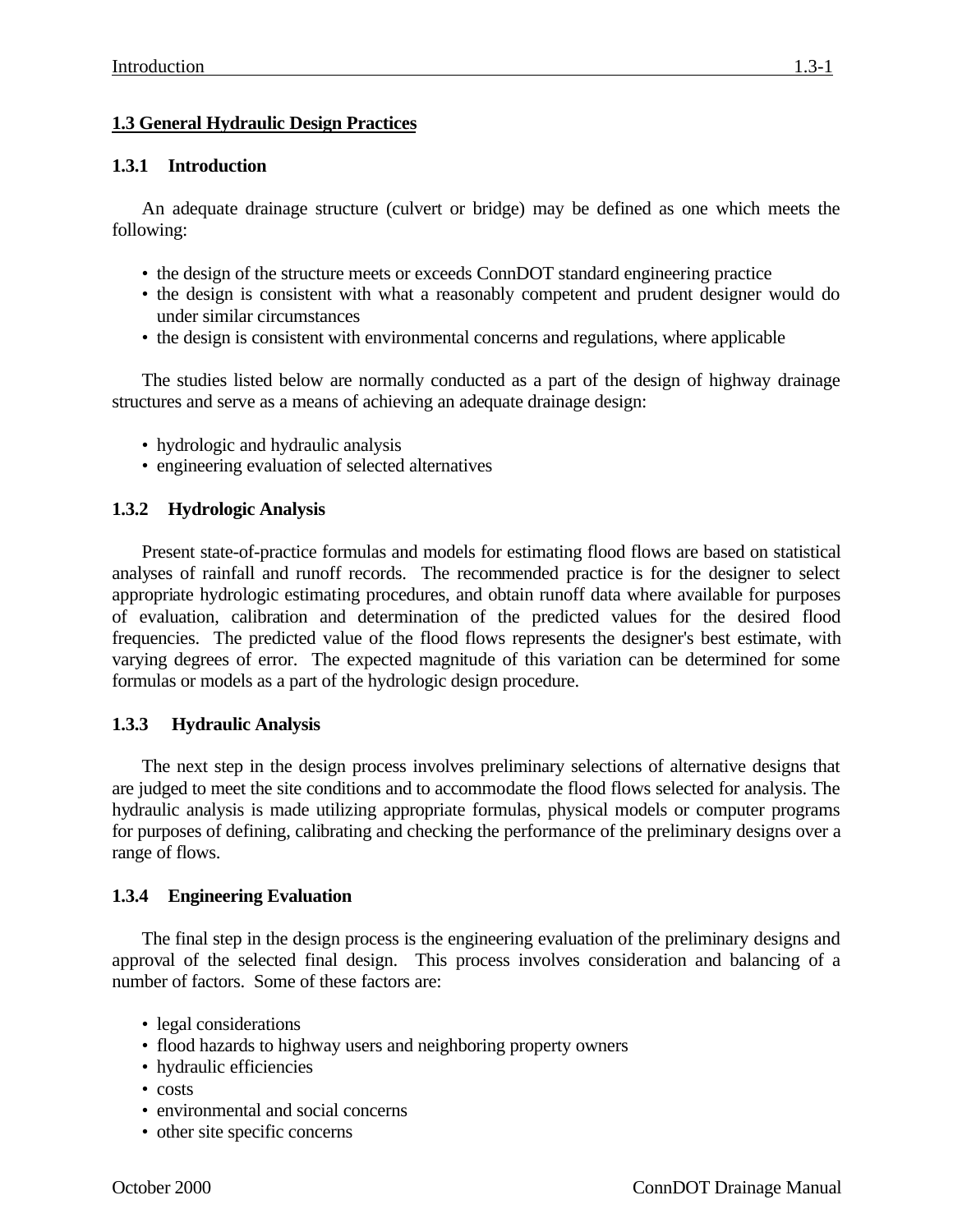## 1.3 General Hydraulic Design Practices

### 1.3.1 Introduction

An adequate drainage structure (culvert or bridge) may be defined as one which meets the following:

- the design of the structure meets or exceeds ConnDOT standard engineering practice
- the design is consistent with what a reasonably competent and prudent designer would do under similar circumstances
- the design is consistent with environmental concerns and regulations, where applicable

The studies listed below are normally conducted as a part of the design of highway drainage structures and serve as a means of achieving an adequate drainage design:

- hydrologic and hydraulic analysis
- engineering evaluation of selected alternatives

### 1.3.2 Hydrologic Analysis

Present state-of-practice formulas and models for estimating flood flows are based on statistical analyses of rainfall and runoff records. The recommended practice is for the designer to select appropriate hydrologic estimating procedures, and obtain runoff data where available for purposes of evaluation, calibration and determination of the predicted values for the desired flood frequencies. The predicted value of the flood flows represents the designer's best estimate, with varying degrees of error. The expected magnitude of this variation can be determined for some formulas or models as a part of the hydrologic design procedure.

### 1.3.3 Hydraulic Analysis

The next step in the design process involves preliminary selections of alternative designs that are judged to meet the site conditions and to accommodate the flood flows selected for analysis. The hydraulic analysis is made utilizing appropriate formulas, physical models or computer programs for purposes of defining, calibrating and checking the performance of the preliminary designs over a range of flows.

### 1.3.4 Engineering Evaluation

The final step in the design process is the engineering evaluation of the preliminary designs and approval of the selected final design. This process involves consideration and balancing of a number of factors. Some of these factors are:

- legal considerations
- flood hazards to highway users and neighboring property owners
- hydraulic efficiencies
- costs
- environmental and social concerns
- other site specific concerns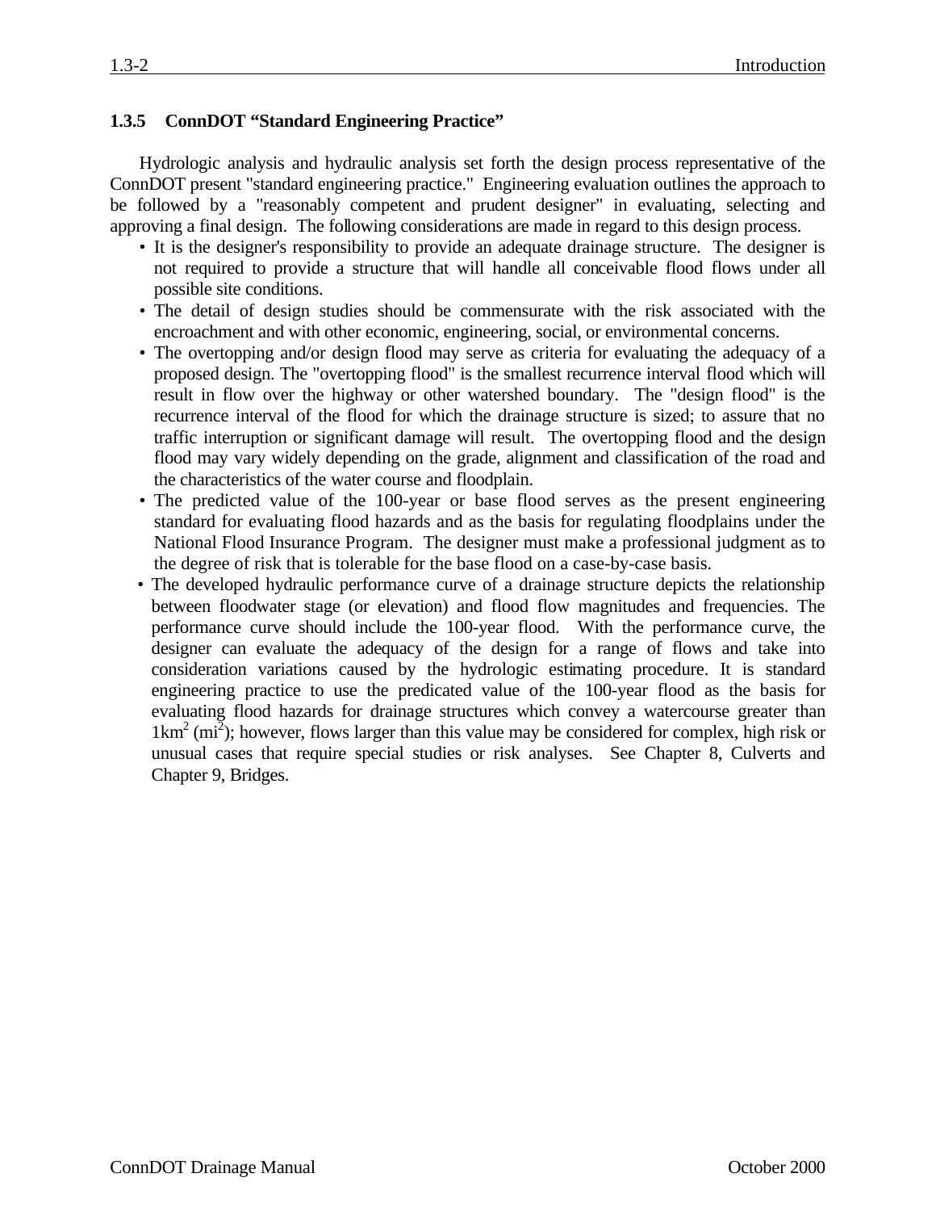### 1.3.5 ConnDOT "Standard Engineering Practice"

Hydrologic analysis and hydraulic analysis set forth the design process representative of the ConnDOT present "standard engineering practice." Engineering evaluation outlines the approach to be followed by a "reasonably competent and prudent designer" in evaluating, selecting and approving a final design. The following considerations are made in regard to this design process.

- It is the designer's responsibility to provide an adequate drainage structure. The designer is not required to provide a structure that will handle all conceivable flood flows under all possible site conditions.
- The detail of design studies should be commensurate with the risk associated with the encroachment and with other economic, engineering, social, or environmental concerns.
- The overtopping and/or design flood may serve as criteria for evaluating the adequacy of a proposed design. The "overtopping flood" is the smallest recurrence interval flood which will result in flow over the highway or other watershed boundary. The "design flood" is the recurrence interval of the flood for which the drainage structure is sized; to assure that no traffic interruption or significant damage will result. The overtopping flood and the design flood may vary widely depending on the grade, alignment and classification of the road and the characteristics of the water course and floodplain.
- The predicted value of the 100-year or base flood serves as the present engineering standard for evaluating flood hazards and as the basis for regulating floodplains under the National Flood Insurance Program. The designer must make a professional judgment as to the degree of risk that is tolerable for the base flood on a case-by-case basis.
- The developed hydraulic performance curve of a drainage structure depicts the relationship between floodwater stage (or elevation) and flood flow magnitudes and frequencies. The performance curve should include the 100-year flood. With the performance curve, the designer can evaluate the adequacy of the design for a range of flows and take into consideration variations caused by the hydrologic estimating procedure. It is standard engineering practice to use the predicated value of the 100-year flood as the basis for evaluating flood hazards for drainage structures which convey a watercourse greater than $1 km^2$ ($mi^2$); however, flows larger than this value may be considered for complex, high risk or unusual cases that require special studies or risk analyses. See Chapter 8, Culverts and Chapter 9, Bridges.